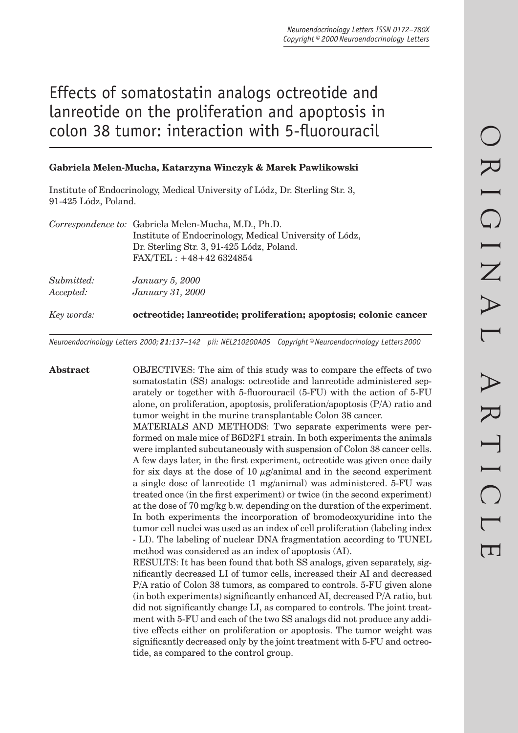# Effects of somatostatin analogs octreotide and lanreotide on the proliferation and apoptosis in colon 38 tumor: interaction with 5-fluorouracil

**Gabriela Melen-Mucha, Katarzyna Winczyk & Marek Pawlikowski**

Institute of Endocrinology, Medical University of Lódz, Dr. Sterling Str. 3, 91-425 Lódz, Poland.

*Correspondence to:* Gabriela Melen-Mucha, M.D., Ph.D.
Institute of Endocrinology, Medical University of Lódz,
Dr. Sterling Str. 3, 91-425 Lódz, Poland.
FAX/TEL : +48+42 6324854

*Submitted:* *January 5, 2000*
*Accepted:* *January 31, 2000*

*Key words:* **octreotide; lanreotide; proliferation; apoptosis; colonic cancer**

**Abstract**

OBJECTIVES: The aim of this study was to compare the effects of two somatostatin (SS) analogs: octreotide and lanreotide administered separately or together with 5-fluorouracil (5-FU) with the action of 5-FU alone, on proliferation, apoptosis, proliferation/apoptosis (P/A) ratio and tumor weight in the murine transplantable Colon 38 cancer.

MATERIALS AND METHODS: Two separate experiments were performed on male mice of B6D2F1 strain. In both experiments the animals were implanted subcutaneously with suspension of Colon 38 cancer cells. A few days later, in the first experiment, octreotide was given once daily for six days at the dose of 10 $\mu$g/animal and in the second experiment a single dose of lanreotide (1 mg/animal) was administered. 5-FU was treated once (in the first experiment) or twice (in the second experiment) at the dose of 70 mg/kg b.w. depending on the duration of the experiment. In both experiments the incorporation of bromodeoxyuridine into the tumor cell nuclei was used as an index of cell proliferation (labeling index - LI). The labeling of nuclear DNA fragmentation according to TUNEL method was considered as an index of apoptosis (AI).

RESULTS: It has been found that both SS analogs, given separately, significantly decreased LI of tumor cells, increased their AI and decreased P/A ratio of Colon 38 tumors, as compared to controls. 5-FU given alone (in both experiments) significantly enhanced AI, decreased P/A ratio, but did not significantly change LI, as compared to controls. The joint treatment with 5-FU and each of the two SS analogs did not produce any additive effects either on proliferation or apoptosis. The tumor weight was significantly decreased only by the joint treatment with 5-FU and octreotide, as compared to the control group.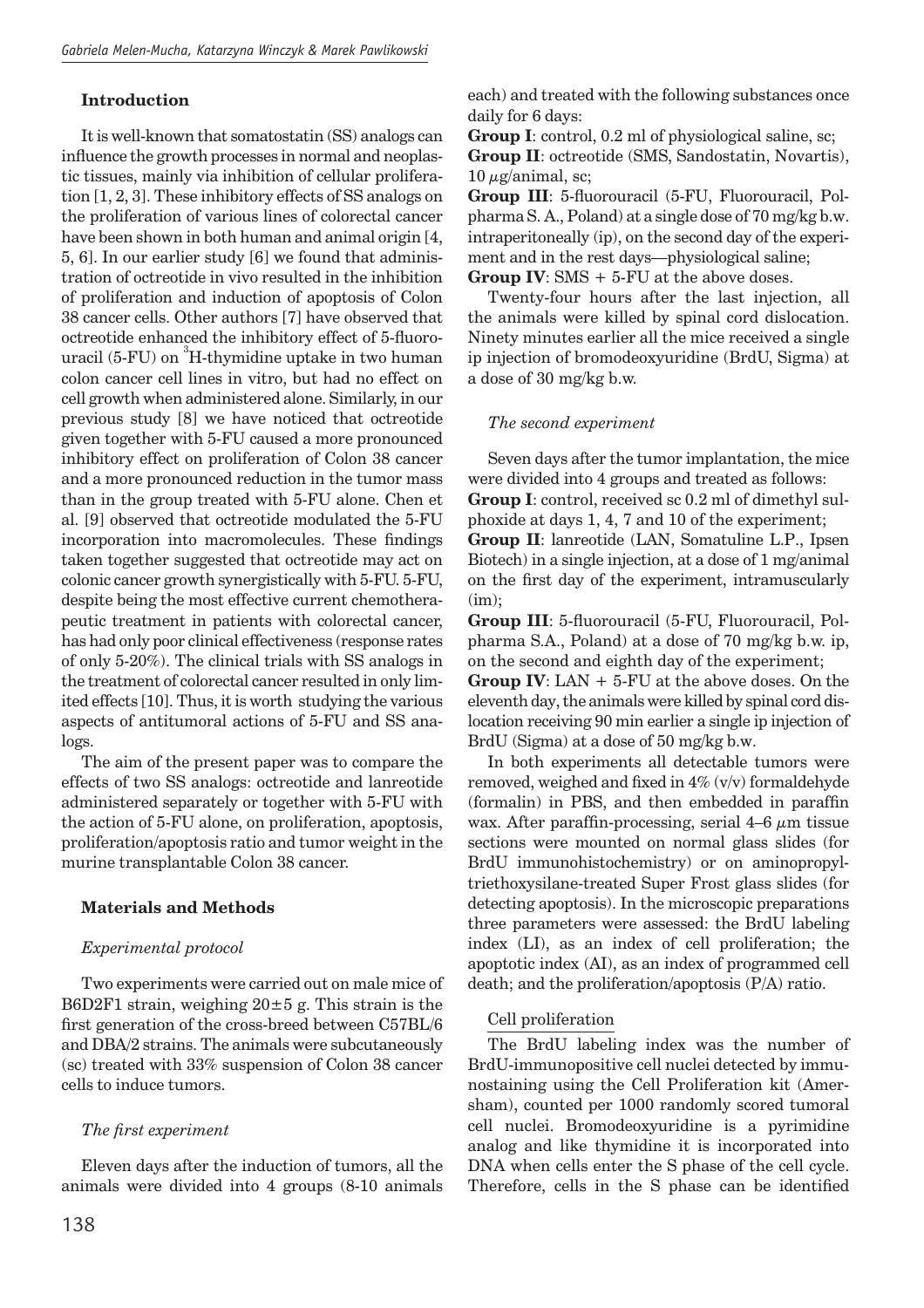## Introduction

It is well-known that somatostatin (SS) analogs can influence the growth processes in normal and neoplastic tissues, mainly via inhibition of cellular proliferation [1, 2, 3]. These inhibitory effects of SS analogs on the proliferation of various lines of colorectal cancer have been shown in both human and animal origin [4, 5, 6]. In our earlier study [6] we found that administration of octreotide in vivo resulted in the inhibition of proliferation and induction of apoptosis of Colon 38 cancer cells. Other authors [7] have observed that octreotide enhanced the inhibitory effect of 5-fluorouracil (5-FU) on $^{3}$H-thymidine uptake in two human colon cancer cell lines in vitro, but had no effect on cell growth when administered alone. Similarly, in our previous study [8] we have noticed that octreotide given together with 5-FU caused a more pronounced inhibitory effect on proliferation of Colon 38 cancer and a more pronounced reduction in the tumor mass than in the group treated with 5-FU alone. Chen et al. [9] observed that octreotide modulated the 5-FU incorporation into macromolecules. These findings taken together suggested that octreotide may act on colonic cancer growth synergistically with 5-FU. 5-FU, despite being the most effective current chemotherapeutic treatment in patients with colorectal cancer, has had only poor clinical effectiveness (response rates of only 5-20%). The clinical trials with SS analogs in the treatment of colorectal cancer resulted in only limited effects [10]. Thus, it is worth studying the various aspects of antitumoral actions of 5-FU and SS analogs.

The aim of the present paper was to compare the effects of two SS analogs: octreotide and lanreotide administered separately or together with 5-FU with the action of 5-FU alone, on proliferation, apoptosis, proliferation/apoptosis ratio and tumor weight in the murine transplantable Colon 38 cancer.

## Materials and Methods

### *Experimental protocol*

Two experiments were carried out on male mice of B6D2F1 strain, weighing 20±5 g. This strain is the first generation of the cross-breed between C57BL/6 and DBA/2 strains. The animals were subcutaneously (sc) treated with 33% suspension of Colon 38 cancer cells to induce tumors.

### *The first experiment*

Eleven days after the induction of tumors, all the animals were divided into 4 groups (8-10 animals each) and treated with the following substances once daily for 6 days:

**Group I**: control, 0.2 ml of physiological saline, sc;
**Group II**: octreotide (SMS, Sandostatin, Novartis), 10 $\mu$g/animal, sc;
**Group III**: 5-fluorouracil (5-FU, Fluorouracil, Polpharma S. A., Poland) at a single dose of 70 mg/kg b.w. intraperitoneally (ip), on the second day of the experiment and in the rest days—physiological saline;
**Group IV**: SMS + 5-FU at the above doses.

Twenty-four hours after the last injection, all the animals were killed by spinal cord dislocation. Ninety minutes earlier all the mice received a single ip injection of bromodeoxyuridine (BrdU, Sigma) at a dose of 30 mg/kg b.w.

### *The second experiment*

Seven days after the tumor implantation, the mice were divided into 4 groups and treated as follows:
**Group I**: control, received sc 0.2 ml of dimethyl sulphoxide at days 1, 4, 7 and 10 of the experiment;
**Group II**: lanreotide (LAN, Somatuline L.P., Ipsen Biotech) in a single injection, at a dose of 1 mg/animal on the first day of the experiment, intramuscularly (im);
**Group III**: 5-fluorouracil (5-FU, Fluorouracil, Polpharma S.A., Poland) at a dose of 70 mg/kg b.w. ip, on the second and eighth day of the experiment;
**Group IV**: LAN + 5-FU at the above doses. On the eleventh day, the animals were killed by spinal cord dislocation receiving 90 min earlier a single ip injection of BrdU (Sigma) at a dose of 50 mg/kg b.w.

In both experiments all detectable tumors were removed, weighed and fixed in 4% (v/v) formaldehyde (formalin) in PBS, and then embedded in paraffin wax. After paraffin-processing, serial 4–6 $\mu$m tissue sections were mounted on normal glass slides (for BrdU immunohistochemistry) or on aminopropyltriethoxysilane-treated Super Frost glass slides (for detecting apoptosis). In the microscopic preparations three parameters were assessed: the BrdU labeling index (LI), as an index of cell proliferation; the apoptotic index (AI), as an index of programmed cell death; and the proliferation/apoptosis (P/A) ratio.

#### Cell proliferation

The BrdU labeling index was the number of BrdU-immunopositive cell nuclei detected by immunostaining using the Cell Proliferation kit (Amersham), counted per 1000 randomly scored tumoral cell nuclei. Bromodeoxyuridine is a pyrimidine analog and like thymidine it is incorporated into DNA when cells enter the S phase of the cell cycle. Therefore, cells in the S phase can be identified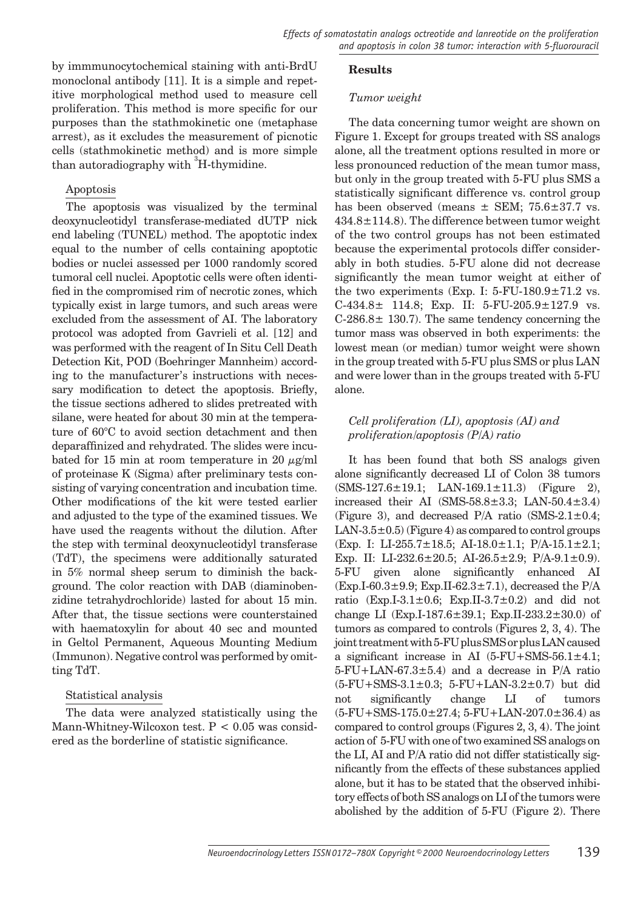by immmunocytochemical staining with anti-BrdU monoclonal antibody [11]. It is a simple and repetitive morphological method used to measure cell proliferation. This method is more specific for our purposes than the stathmokinetic one (metaphase arrest), as it excludes the measurement of picnotic cells (stathmokinetic method) and is more simple than autoradiography with $^{3}$H-thymidine.

### Apoptosis

The apoptosis was visualized by the terminal deoxynucleotidyl transferase-mediated dUTP nick end labeling (TUNEL) method. The apoptotic index equal to the number of cells containing apoptotic bodies or nuclei assessed per 1000 randomly scored tumoral cell nuclei. Apoptotic cells were often identified in the compromised rim of necrotic zones, which typically exist in large tumors, and such areas were excluded from the assessment of AI. The laboratory protocol was adopted from Gavrieli et al. [12] and was performed with the reagent of In Situ Cell Death Detection Kit, POD (Boehringer Mannheim) according to the manufacturer's instructions with necessary modification to detect the apoptosis. Briefly, the tissue sections adhered to slides pretreated with silane, were heated for about 30 min at the temperature of 60°C to avoid section detachment and then deparaffinized and rehydrated. The slides were incubated for 15 min at room temperature in 20 $\mu$g/ml of proteinase K (Sigma) after preliminary tests consisting of varying concentration and incubation time. Other modifications of the kit were tested earlier and adjusted to the type of the examined tissues. We have used the reagents without the dilution. After the step with terminal deoxynucleotidyl transferase (TdT), the specimens were additionally saturated in 5% normal sheep serum to diminish the background. The color reaction with DAB (diaminobenzidine tetrahydrochloride) lasted for about 15 min. After that, the tissue sections were counterstained with haematoxylin for about 40 sec and mounted in Geltol Permanent, Aqueous Mounting Medium (Immunon). Negative control was performed by omitting TdT.

### Statistical analysis

The data were analyzed statistically using the Mann-Whitney-Wilcoxon test. $P < 0.05$ was considered as the borderline of statistic significance.

## Results

### *Tumor weight*

The data concerning tumor weight are shown on Figure 1. Except for groups treated with SS analogs alone, all the treatment options resulted in more or less pronounced reduction of the mean tumor mass, but only in the group treated with 5-FU plus SMS a statistically significant difference vs. control group has been observed (means ± SEM; 75.6±37.7 vs. 434.8±114.8). The difference between tumor weight of the two control groups has not been estimated because the experimental protocols differ considerably in both studies. 5-FU alone did not decrease significantly the mean tumor weight at either of the two experiments (Exp. I: 5-FU-180.9±71.2 vs. C-434.8± 114.8; Exp. II: 5-FU-205.9±127.9 vs. C-286.8± 130.7). The same tendency concerning the tumor mass was observed in both experiments: the lowest mean (or median) tumor weight were shown in the group treated with 5-FU plus SMS or plus LAN and were lower than in the groups treated with 5-FU alone.

### *Cell proliferation (LI), apoptosis (AI) and proliferation/apoptosis (P/A) ratio*

It has been found that both SS analogs given alone significantly decreased LI of Colon 38 tumors (SMS-127.6±19.1; LAN-169.1±11.3) (Figure 2), increased their AI (SMS-58.8±3.3; LAN-50.4±3.4) (Figure 3), and decreased P/A ratio (SMS-2.1±0.4; LAN-3.5±0.5) (Figure 4) as compared to control groups (Exp. I: LI-255.7±18.5; AI-18.0±1.1; P/A-15.1±2.1; Exp. II: LI-232.6±20.5; AI-26.5±2.9; P/A-9.1±0.9). 5-FU given alone significantly enhanced AI (Exp.I-60.3±9.9; Exp.II-62.3±7.1), decreased the P/A ratio (Exp.I-3.1±0.6; Exp.II-3.7±0.2) and did not change LI (Exp.I-187.6±39.1; Exp.II-233.2±30.0) of tumors as compared to controls (Figures 2, 3, 4). The joint treatment with 5-FU plus SMS or plus LAN caused a significant increase in AI (5-FU+SMS-56.1±4.1; 5-FU+LAN-67.3±5.4) and a decrease in P/A ratio (5-FU+SMS-3.1±0.3; 5-FU+LAN-3.2±0.7) but did not significantly change LI of tumors (5-FU+SMS-175.0±27.4; 5-FU+LAN-207.0±36.4) as compared to control groups (Figures 2, 3, 4). The joint action of 5-FU with one of two examined SS analogs on the LI, AI and P/A ratio did not differ statistically significantly from the effects of these substances applied alone, but it has to be stated that the observed inhibitory effects of both SS analogs on LI of the tumors were abolished by the addition of 5-FU (Figure 2). There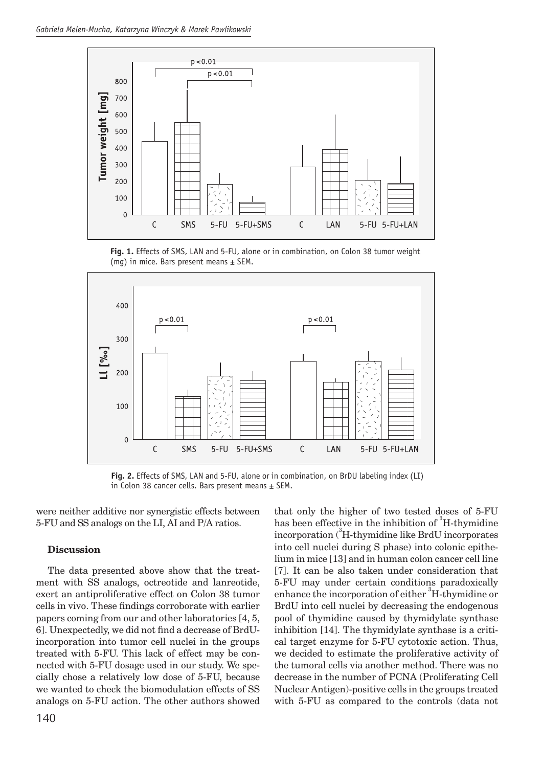**Fig. 1.** Effects of SMS, LAN and 5-FU, alone or in combination, on Colon 38 tumor weight (mg) in mice. Bars present means ± SEM.

**Fig. 2.** Effects of SMS, LAN and 5-FU, alone or in combination, on BrDU labeling index (LI) in Colon 38 cancer cells. Bars present means ± SEM.

were neither additive nor synergistic effects between 5-FU and SS analogs on the LI, AI and P/A ratios.

## Discussion

The data presented above show that the treatment with SS analogs, octreotide and lanreotide, exert an antiproliferative effect on Colon 38 tumor cells in vivo. These findings corroborate with earlier papers coming from our and other laboratories [4, 5, 6]. Unexpectedly, we did not find a decrease of BrdU-incorporation into tumor cell nuclei in the groups treated with 5-FU. This lack of effect may be connected with 5-FU dosage used in our study. We specially chose a relatively low dose of 5-FU, because we wanted to check the biomodulation effects of SS analogs on 5-FU action. The other authors showed that only the higher of two tested doses of 5-FU has been effective in the inhibition of $^3$H-thymidine incorporation ($^3$H-thymidine like BrdU incorporates into cell nuclei during S phase) into colonic epithelium in mice [13] and in human colon cancer cell line [7]. It can be also taken under consideration that 5-FU may under certain conditions paradoxically enhance the incorporation of either $^3$H-thymidine or BrdU into cell nuclei by decreasing the endogenous pool of thymidine caused by thymidylate synthase inhibition [14]. The thymidylate synthase is a critical target enzyme for 5-FU cytotoxic action. Thus, we decided to estimate the proliferative activity of the tumoral cells via another method. There was no decrease in the number of PCNA (Proliferating Cell Nuclear Antigen)-positive cells in the groups treated with 5-FU as compared to the controls (data not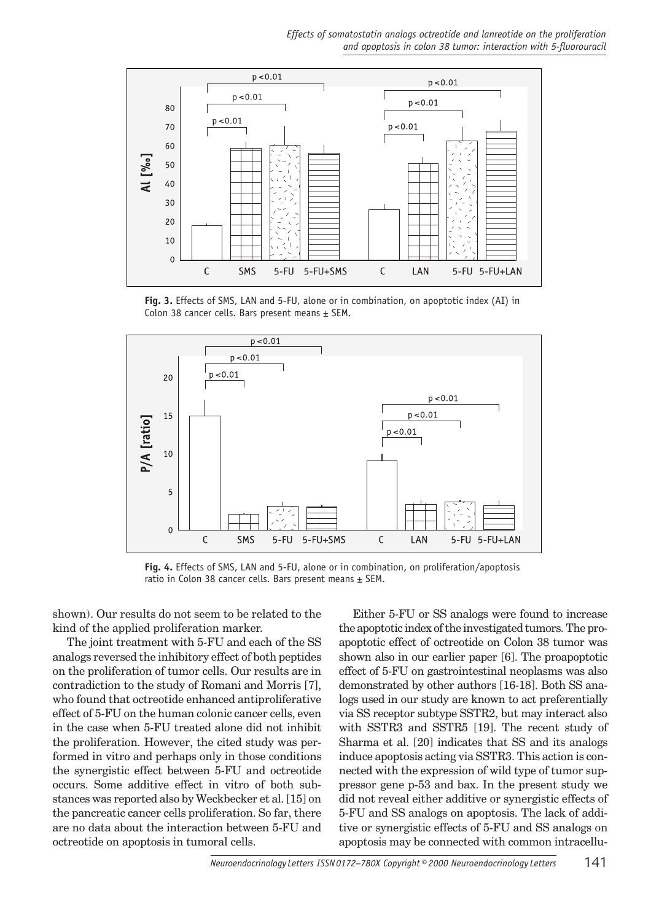Fig. 3. Effects of SMS, LAN and 5-FU, alone or in combination, on apoptotic index (AI) in Colon 38 cancer cells. Bars present means ± SEM.

Fig. 4. Effects of SMS, LAN and 5-FU, alone or in combination, on proliferation/apoptosis ratio in Colon 38 cancer cells. Bars present means ± SEM.

shown). Our results do not seem to be related to the kind of the applied proliferation marker.

The joint treatment with 5-FU and each of the SS analogs reversed the inhibitory effect of both peptides on the proliferation of tumor cells. Our results are in contradiction to the study of Romani and Morris [7], who found that octreotide enhanced antiproliferative effect of 5-FU on the human colonic cancer cells, even in the case when 5-FU treated alone did not inhibit the proliferation. However, the cited study was performed in vitro and perhaps only in those conditions the synergistic effect between 5-FU and octreotide occurs. Some additive effect in vitro of both substances was reported also by Weckbecker et al. [15] on the pancreatic cancer cells proliferation. So far, there are no data about the interaction between 5-FU and octreotide on apoptosis in tumoral cells.

Either 5-FU or SS analogs were found to increase the apoptotic index of the investigated tumors. The proapoptotic effect of octreotide on Colon 38 tumor was shown also in our earlier paper [6]. The proapoptotic effect of 5-FU on gastrointestinal neoplasms was also demonstrated by other authors [16-18]. Both SS analogs used in our study are known to act preferentially via SS receptor subtype SSTR2, but may interact also with SSTR3 and SSTR5 [19]. The recent study of Sharma et al. [20] indicates that SS and its analogs induce apoptosis acting via SSTR3. This action is connected with the expression of wild type of tumor suppressor gene p-53 and bax. In the present study we did not reveal either additive or synergistic effects of 5-FU and SS analogs on apoptosis. The lack of additive or synergistic effects of 5-FU and SS analogs on apoptosis may be connected with common intracellu-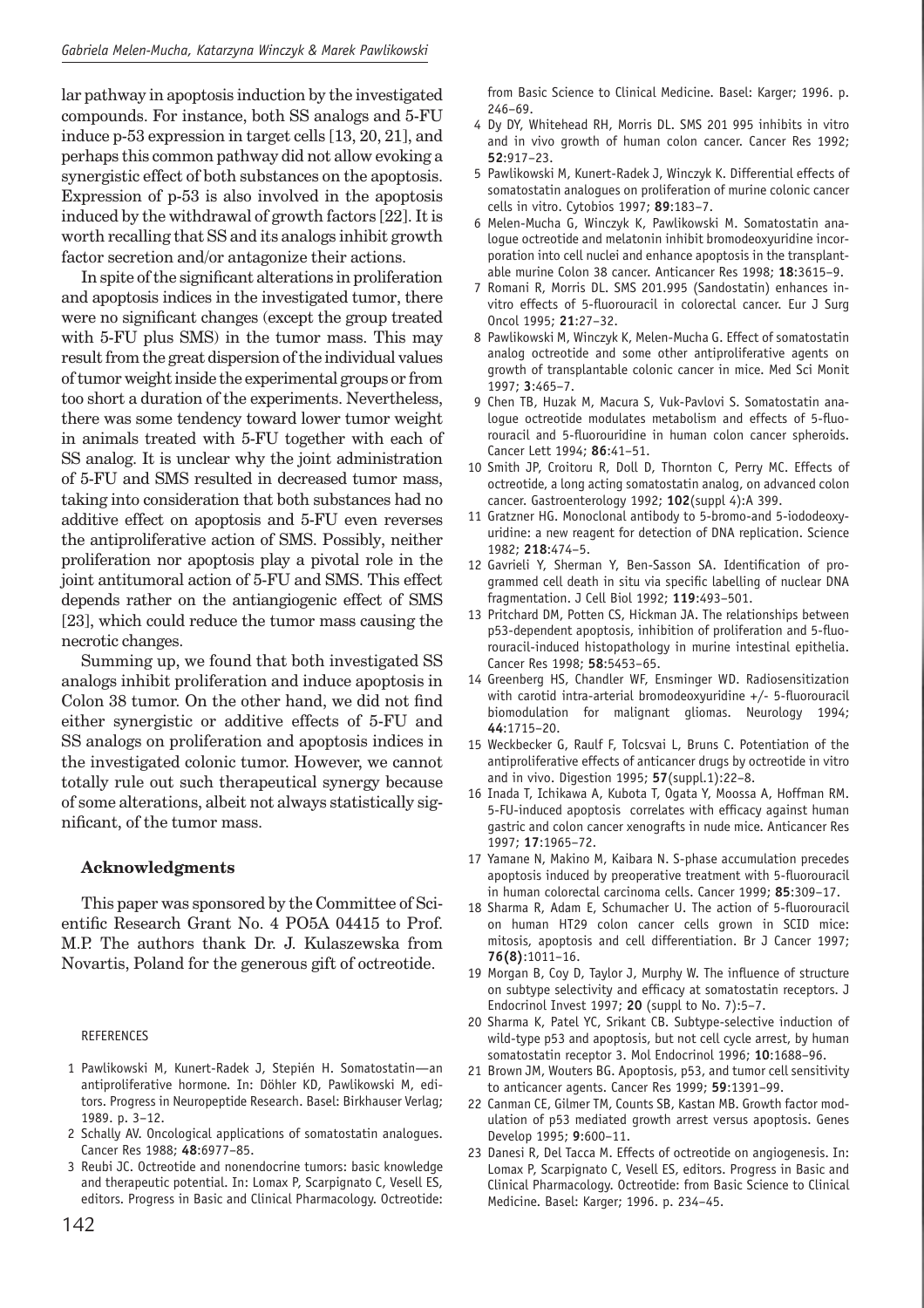lar pathway in apoptosis induction by the investigated compounds. For instance, both SS analogs and 5-FU induce p-53 expression in target cells [13, 20, 21], and perhaps this common pathway did not allow evoking a synergistic effect of both substances on the apoptosis. Expression of p-53 is also involved in the apoptosis induced by the withdrawal of growth factors [22]. It is worth recalling that SS and its analogs inhibit growth factor secretion and/or antagonize their actions.

In spite of the significant alterations in proliferation and apoptosis indices in the investigated tumor, there were no significant changes (except the group treated with 5-FU plus SMS) in the tumor mass. This may result from the great dispersion of the individual values of tumor weight inside the experimental groups or from too short a duration of the experiments. Nevertheless, there was some tendency toward lower tumor weight in animals treated with 5-FU together with each of SS analog. It is unclear why the joint administration of 5-FU and SMS resulted in decreased tumor mass, taking into consideration that both substances had no additive effect on apoptosis and 5-FU even reverses the antiproliferative action of SMS. Possibly, neither proliferation nor apoptosis play a pivotal role in the joint antitumoral action of 5-FU and SMS. This effect depends rather on the antiangiogenic effect of SMS [23], which could reduce the tumor mass causing the necrotic changes.

Summing up, we found that both investigated SS analogs inhibit proliferation and induce apoptosis in Colon 38 tumor. On the other hand, we did not find either synergistic or additive effects of 5-FU and SS analogs on proliferation and apoptosis indices in the investigated colonic tumor. However, we cannot totally rule out such therapeutical synergy because of some alterations, albeit not always statistically significant, of the tumor mass.

## Acknowledgments

This paper was sponsored by the Committee of Scientific Research Grant No. 4 PO5A 04415 to Prof. M.P. The authors thank Dr. J. Kulaszewska from Novartis, Poland for the generous gift of octreotide.

## REFERENCES

1. Pawlikowski M, Kunert-Radek J, Stepién H. Somatostatin—an antiproliferative hormone. In: Döhler KD, Pawlikowski M, editors. Progress in Neuropeptide Research. Basel: Birkhauser Verlag; 1989. p. 3–12.
2. Schally AV. Oncological applications of somatostatin analogues. Cancer Res 1988; **48**:6977–85.
3. Reubi JC. Octreotide and nonendocrine tumors: basic knowledge and therapeutic potential. In: Lomax P, Scarpignato C, Vesell ES, editors. Progress in Basic and Clinical Pharmacology. Octreotide: from Basic Science to Clinical Medicine. Basel: Karger; 1996. p. 246–69.
4. Dy DY, Whitehead RH, Morris DL. SMS 201 995 inhibits in vitro and in vivo growth of human colon cancer. Cancer Res 1992; **52**:917–23.
5. Pawlikowski M, Kunert-Radek J, Winczyk K. Differential effects of somatostatin analogues on proliferation of murine colonic cancer cells in vitro. Cytobios 1997; **89**:183–7.
6. Melen-Mucha G, Winczyk K, Pawlikowski M. Somatostatin analogue octreotide and melatonin inhibit bromodeoxyuridine incorporation into cell nuclei and enhance apoptosis in the transplantable murine Colon 38 cancer. Anticancer Res 1998; **18**:3615–9.
7. Romani R, Morris DL. SMS 201.995 (Sandostatin) enhances in-vitro effects of 5-fluorouracil in colorectal cancer. Eur J Surg Oncol 1995; **21**:27–32.
8. Pawlikowski M, Winczyk K, Melen-Mucha G. Effect of somatostatin analog octreotide and some other antiproliferative agents on growth of transplantable colonic cancer in mice. Med Sci Monit 1997; **3**:465–7.
9. Chen TB, Huzak M, Macura S, Vuk-Pavlovi S. Somatostatin analogue octreotide modulates metabolism and effects of 5-fluorouracil and 5-fluorouridine in human colon cancer spheroids. Cancer Lett 1994; **86**:41–51.
10. Smith JP, Croitoru R, Doll D, Thornton C, Perry MC. Effects of octreotide, a long acting somatostatin analog, on advanced colon cancer. Gastroenterology 1992; **102**(suppl 4):A 399.
11. Gratzner HG. Monoclonal antibody to 5-bromo-and 5-iododeoxyuridine: a new reagent for detection of DNA replication. Science 1982; **218**:474–5.
12. Gavrieli Y, Sherman Y, Ben-Sasson SA. Identification of programmed cell death in situ via specific labelling of nuclear DNA fragmentation. J Cell Biol 1992; **119**:493–501.
13. Pritchard DM, Potten CS, Hickman JA. The relationships between p53-dependent apoptosis, inhibition of proliferation and 5-fluorouracil-induced histopathology in murine intestinal epithelia. Cancer Res 1998; **58**:5453–65.
14. Greenberg HS, Chandler WF, Ensminger WD. Radiosensitization with carotid intra-arterial bromodeoxyuridine +/- 5-fluorouracil biomodulation for malignant gliomas. Neurology 1994; **44**:1715–20.
15. Weckbecker G, Raulf F, Tolcsvai L, Bruns C. Potentiation of the antiproliferative effects of anticancer drugs by octreotide in vitro and in vivo. Digestion 1995; **57**(suppl.1):22–8.
16. Inada T, Ichikawa A, Kubota T, Ogata Y, Moossa A, Hoffman RM. 5-FU-induced apoptosis correlates with efficacy against human gastric and colon cancer xenografts in nude mice. Anticancer Res 1997; **17**:1965–72.
17. Yamane N, Makino M, Kaibara N. S-phase accumulation precedes apoptosis induced by preoperative treatment with 5-fluorouracil in human colorectal carcinoma cells. Cancer 1999; **85**:309–17.
18. Sharma R, Adam E, Schumacher U. The action of 5-fluorouracil on human HT29 colon cancer cells grown in SCID mice: mitosis, apoptosis and cell differentiation. Br J Cancer 1997; **76(8)**:1011–16.
19. Morgan B, Coy D, Taylor J, Murphy W. The influence of structure on subtype selectivity and efficacy at somatostatin receptors. J Endocrinol Invest 1997; **20** (suppl to No. 7):5–7.
20. Sharma K, Patel YC, Srikant CB. Subtype-selective induction of wild-type p53 and apoptosis, but not cell cycle arrest, by human somatostatin receptor 3. Mol Endocrinol 1996; **10**:1688–96.
21. Brown JM, Wouters BG. Apoptosis, p53, and tumor cell sensitivity to anticancer agents. Cancer Res 1999; **59**:1391–99.
22. Canman CE, Gilmer TM, Counts SB, Kastan MB. Growth factor modulation of p53 mediated growth arrest versus apoptosis. Genes Develop 1995; **9**:600–11.
23. Danesi R, Del Tacca M. Effects of octreotide on angiogenesis. In: Lomax P, Scarpignato C, Vesell ES, editors. Progress in Basic and Clinical Pharmacology. Octreotide: from Basic Science to Clinical Medicine. Basel: Karger; 1996. p. 234–45.